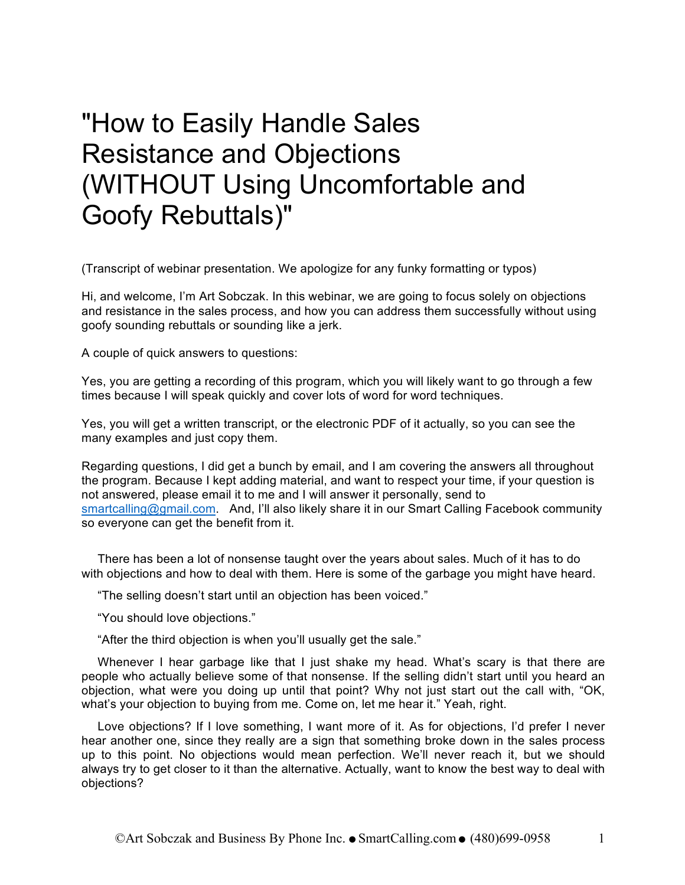# "How to Easily Handle Sales Resistance and Objections (WITHOUT Using Uncomfortable and Goofy Rebuttals)"

(Transcript of webinar presentation. We apologize for any funky formatting or typos)

Hi, and welcome, I'm Art Sobczak. In this webinar, we are going to focus solely on objections and resistance in the sales process, and how you can address them successfully without using goofy sounding rebuttals or sounding like a jerk.

A couple of quick answers to questions:

Yes, you are getting a recording of this program, which you will likely want to go through a few times because I will speak quickly and cover lots of word for word techniques.

Yes, you will get a written transcript, or the electronic PDF of it actually, so you can see the many examples and just copy them.

Regarding questions, I did get a bunch by email, and I am covering the answers all throughout the program. Because I kept adding material, and want to respect your time, if your question is not answered, please email it to me and I will answer it personally, send to smartcalling@gmail.com. And, I'll also likely share it in our Smart Calling Facebook community so everyone can get the benefit from it.

There has been a lot of nonsense taught over the years about sales. Much of it has to do with objections and how to deal with them. Here is some of the garbage you might have heard.

"The selling doesn't start until an objection has been voiced."

"You should love objections."

"After the third objection is when you'll usually get the sale."

Whenever I hear garbage like that I just shake my head. What's scary is that there are people who actually believe some of that nonsense. If the selling didn't start until you heard an objection, what were you doing up until that point? Why not just start out the call with, "OK, what's your objection to buying from me. Come on, let me hear it." Yeah, right.

Love objections? If I love something, I want more of it. As for objections, I'd prefer I never hear another one, since they really are a sign that something broke down in the sales process up to this point. No objections would mean perfection. We'll never reach it, but we should always try to get closer to it than the alternative. Actually, want to know the best way to deal with objections?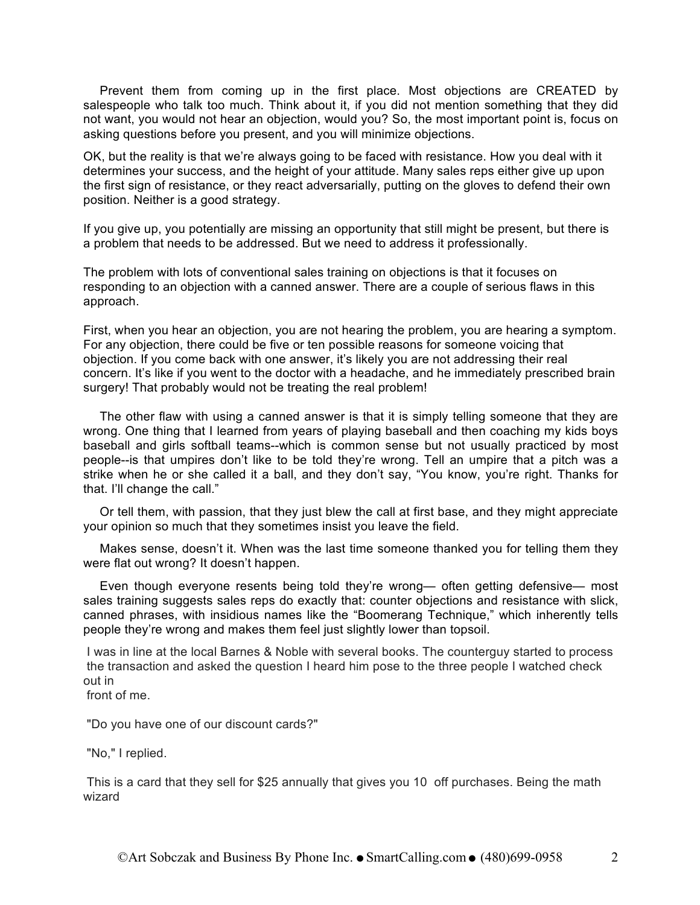Prevent them from coming up in the first place. Most objections are CREATED by salespeople who talk too much. Think about it, if you did not mention something that they did not want, you would not hear an objection, would you? So, the most important point is, focus on asking questions before you present, and you will minimize objections.

OK, but the reality is that we're always going to be faced with resistance. How you deal with it determines your success, and the height of your attitude. Many sales reps either give up upon the first sign of resistance, or they react adversarially, putting on the gloves to defend their own position. Neither is a good strategy.

If you give up, you potentially are missing an opportunity that still might be present, but there is a problem that needs to be addressed. But we need to address it professionally.

The problem with lots of conventional sales training on objections is that it focuses on responding to an objection with a canned answer. There are a couple of serious flaws in this approach.

First, when you hear an objection, you are not hearing the problem, you are hearing a symptom. For any objection, there could be five or ten possible reasons for someone voicing that objection. If you come back with one answer, it's likely you are not addressing their real concern. It's like if you went to the doctor with a headache, and he immediately prescribed brain surgery! That probably would not be treating the real problem!

The other flaw with using a canned answer is that it is simply telling someone that they are wrong. One thing that I learned from years of playing baseball and then coaching my kids boys baseball and girls softball teams--which is common sense but not usually practiced by most people--is that umpires don't like to be told they're wrong. Tell an umpire that a pitch was a strike when he or she called it a ball, and they don't say, "You know, you're right. Thanks for that. I'll change the call."

Or tell them, with passion, that they just blew the call at first base, and they might appreciate your opinion so much that they sometimes insist you leave the field.

Makes sense, doesn't it. When was the last time someone thanked you for telling them they were flat out wrong? It doesn't happen.

Even though everyone resents being told they're wrong— often getting defensive— most sales training suggests sales reps do exactly that: counter objections and resistance with slick, canned phrases, with insidious names like the "Boomerang Technique," which inherently tells people they're wrong and makes them feel just slightly lower than topsoil.

I was in line at the local Barnes & Noble with several books. The counterguy started to process the transaction and asked the question I heard him pose to the three people I watched check out in front of me.

"Do you have one of our discount cards?"

"No," I replied.

This is a card that they sell for $25 annually that gives you 10 off purchases. Being the math wizard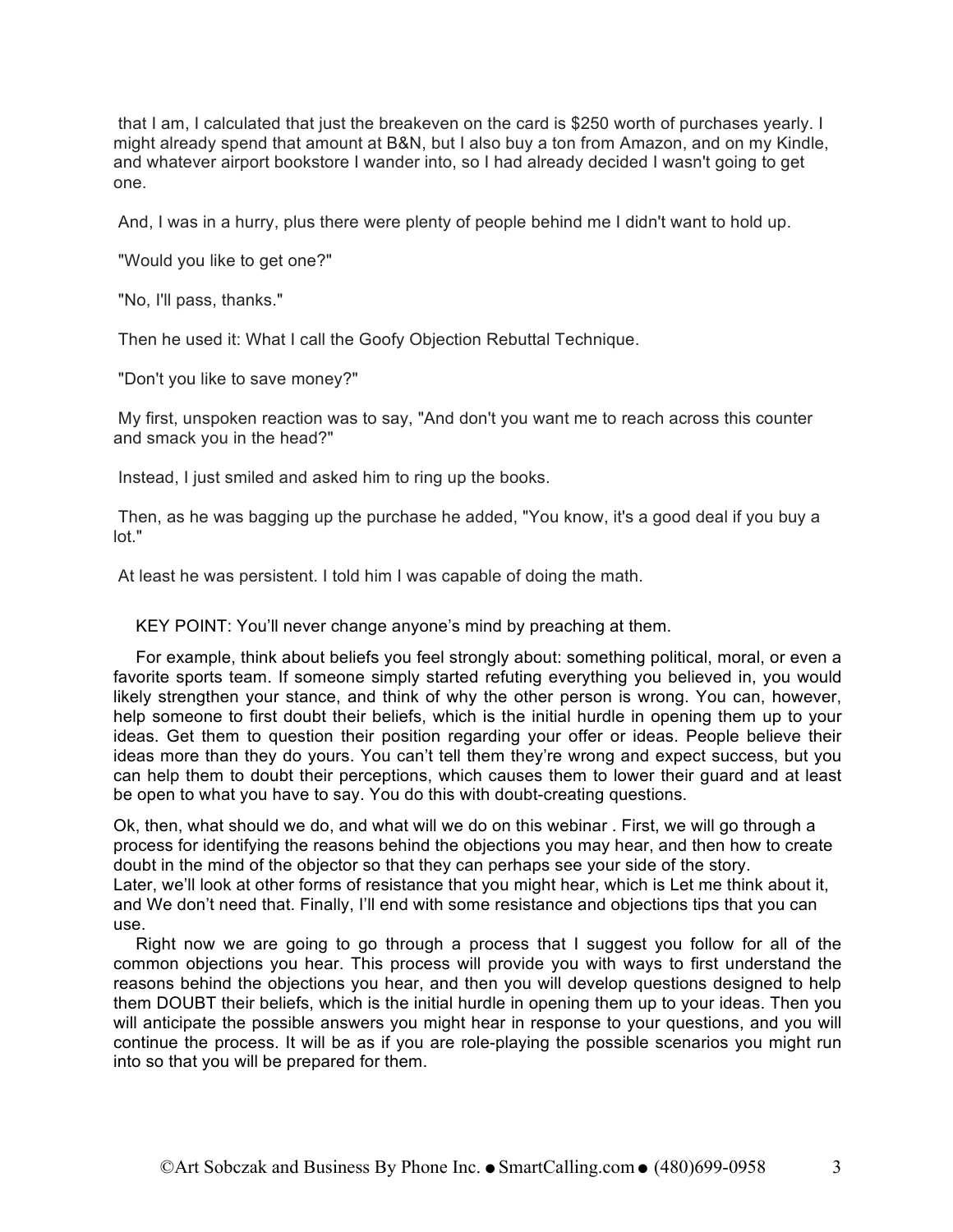that I am, I calculated that just the breakeven on the card is $250 worth of purchases yearly. I might already spend that amount at B&N, but I also buy a ton from Amazon, and on my Kindle, and whatever airport bookstore I wander into, so I had already decided I wasn't going to get one.

And, I was in a hurry, plus there were plenty of people behind me I didn't want to hold up.

"Would you like to get one?"

"No, I'll pass, thanks."

Then he used it: What I call the Goofy Objection Rebuttal Technique.

"Don't you like to save money?"

My first, unspoken reaction was to say, "And don't you want me to reach across this counter and smack you in the head?"

Instead, I just smiled and asked him to ring up the books.

Then, as he was bagging up the purchase he added, "You know, it's a good deal if you buy a lot."

At least he was persistent. I told him I was capable of doing the math.

KEY POINT: You'll never change anyone's mind by preaching at them.

For example, think about beliefs you feel strongly about: something political, moral, or even a favorite sports team. If someone simply started refuting everything you believed in, you would likely strengthen your stance, and think of why the other person is wrong. You can, however, help someone to first doubt their beliefs, which is the initial hurdle in opening them up to your ideas. Get them to question their position regarding your offer or ideas. People believe their ideas more than they do yours. You can't tell them they're wrong and expect success, but you can help them to doubt their perceptions, which causes them to lower their guard and at least be open to what you have to say. You do this with doubt-creating questions.

Ok, then, what should we do, and what will we do on this webinar . First, we will go through a process for identifying the reasons behind the objections you may hear, and then how to create doubt in the mind of the objector so that they can perhaps see your side of the story. Later, we'll look at other forms of resistance that you might hear, which is Let me think about it, and We don't need that. Finally, I'll end with some resistance and objections tips that you can use.

Right now we are going to go through a process that I suggest you follow for all of the common objections you hear. This process will provide you with ways to first understand the reasons behind the objections you hear, and then you will develop questions designed to help them DOUBT their beliefs, which is the initial hurdle in opening them up to your ideas. Then you will anticipate the possible answers you might hear in response to your questions, and you will continue the process. It will be as if you are role-playing the possible scenarios you might run into so that you will be prepared for them.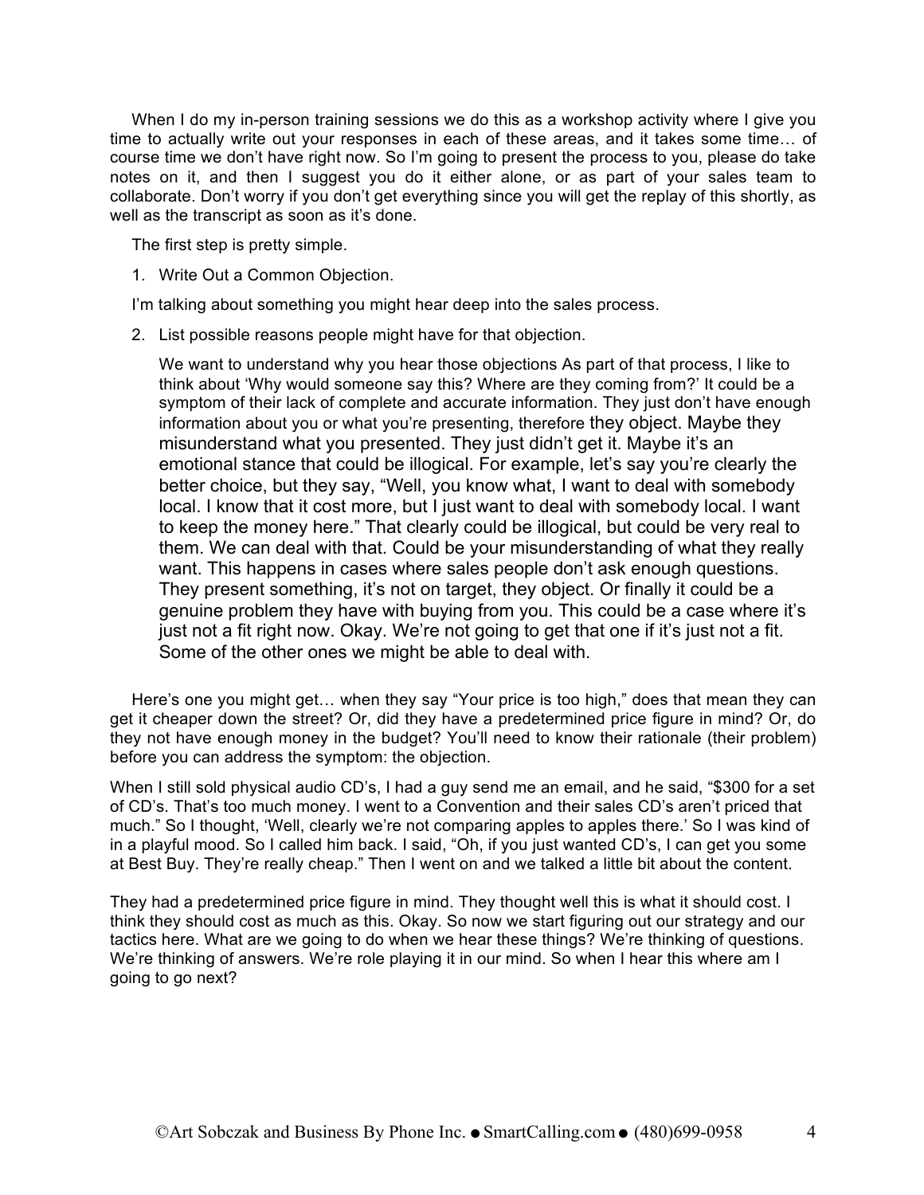When I do my in-person training sessions we do this as a workshop activity where I give you time to actually write out your responses in each of these areas, and it takes some time… of course time we don't have right now. So I'm going to present the process to you, please do take notes on it, and then I suggest you do it either alone, or as part of your sales team to collaborate. Don't worry if you don't get everything since you will get the replay of this shortly, as well as the transcript as soon as it's done.

The first step is pretty simple.

1. Write Out a Common Objection.

I'm talking about something you might hear deep into the sales process.

2. List possible reasons people might have for that objection.

   We want to understand why you hear those objections As part of that process, I like to think about 'Why would someone say this? Where are they coming from?' It could be a symptom of their lack of complete and accurate information. They just don't have enough information about you or what you're presenting, therefore they object. Maybe they misunderstand what you presented. They just didn't get it. Maybe it's an emotional stance that could be illogical. For example, let's say you're clearly the better choice, but they say, "Well, you know what, I want to deal with somebody local. I know that it cost more, but I just want to deal with somebody local. I want to keep the money here." That clearly could be illogical, but could be very real to them. We can deal with that. Could be your misunderstanding of what they really want. This happens in cases where sales people don't ask enough questions. They present something, it's not on target, they object. Or finally it could be a genuine problem they have with buying from you. This could be a case where it's just not a fit right now. Okay. We're not going to get that one if it's just not a fit. Some of the other ones we might be able to deal with.

Here's one you might get… when they say "Your price is too high," does that mean they can get it cheaper down the street? Or, did they have a predetermined price figure in mind? Or, do they not have enough money in the budget? You'll need to know their rationale (their problem) before you can address the symptom: the objection.

When I still sold physical audio CD's, I had a guy send me an email, and he said, "$300 for a set of CD's. That's too much money. I went to a Convention and their sales CD's aren't priced that much." So I thought, 'Well, clearly we're not comparing apples to apples there.' So I was kind of in a playful mood. So I called him back. I said, "Oh, if you just wanted CD's, I can get you some at Best Buy. They're really cheap." Then I went on and we talked a little bit about the content.

They had a predetermined price figure in mind. They thought well this is what it should cost. I think they should cost as much as this. Okay. So now we start figuring out our strategy and our tactics here. What are we going to do when we hear these things? We're thinking of questions. We're thinking of answers. We're role playing it in our mind. So when I hear this where am I going to go next?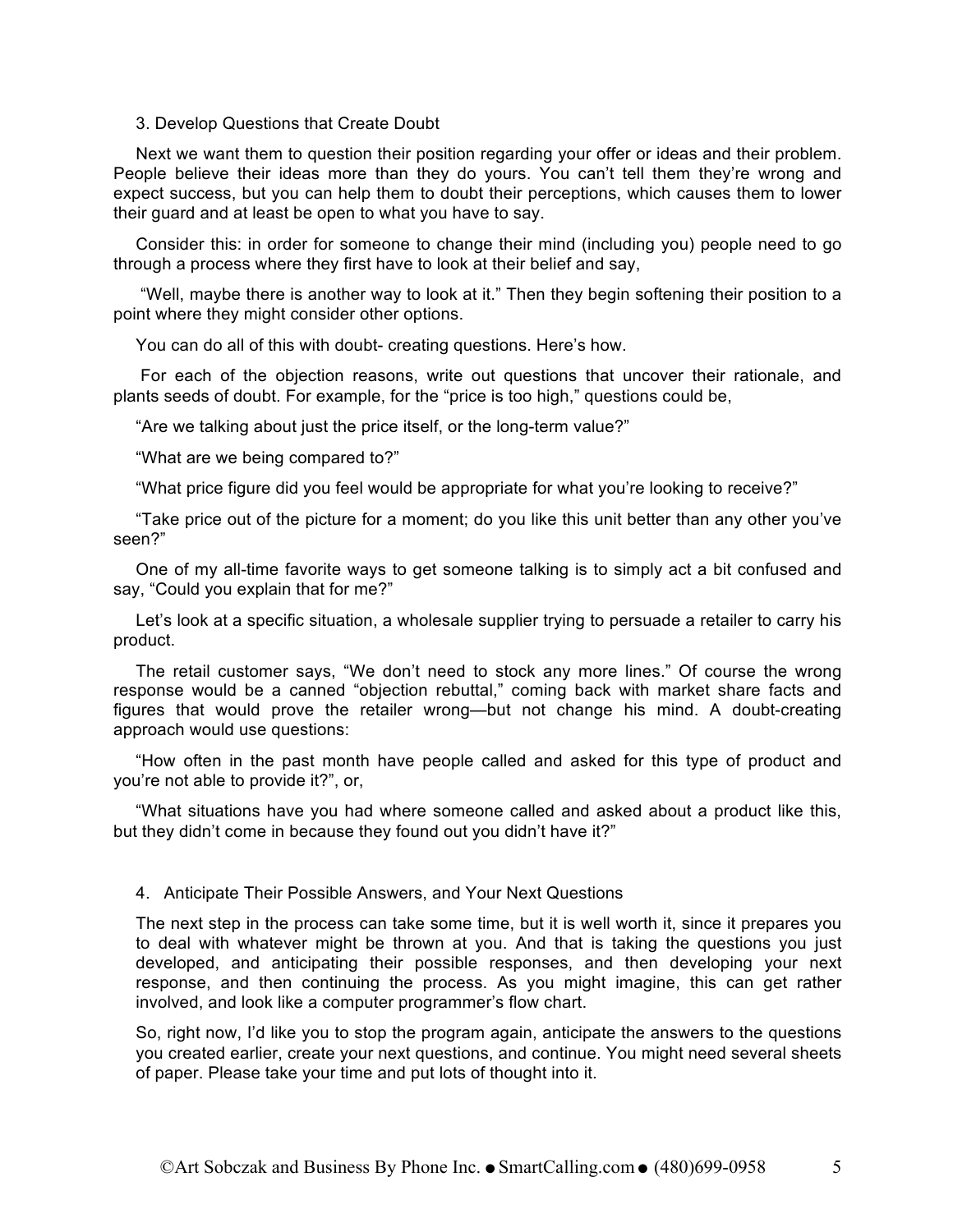### 3. Develop Questions that Create Doubt

Next we want them to question their position regarding your offer or ideas and their problem. People believe their ideas more than they do yours. You can't tell them they're wrong and expect success, but you can help them to doubt their perceptions, which causes them to lower their guard and at least be open to what you have to say.

Consider this: in order for someone to change their mind (including you) people need to go through a process where they first have to look at their belief and say,

"Well, maybe there is another way to look at it." Then they begin softening their position to a point where they might consider other options.

You can do all of this with doubt- creating questions. Here's how.

For each of the objection reasons, write out questions that uncover their rationale, and plants seeds of doubt. For example, for the "price is too high," questions could be,

"Are we talking about just the price itself, or the long-term value?"

"What are we being compared to?"

"What price figure did you feel would be appropriate for what you're looking to receive?"

"Take price out of the picture for a moment; do you like this unit better than any other you've seen?"

One of my all-time favorite ways to get someone talking is to simply act a bit confused and say, "Could you explain that for me?"

Let's look at a specific situation, a wholesale supplier trying to persuade a retailer to carry his product.

The retail customer says, "We don't need to stock any more lines." Of course the wrong response would be a canned "objection rebuttal," coming back with market share facts and figures that would prove the retailer wrong—but not change his mind. A doubt-creating approach would use questions:

"How often in the past month have people called and asked for this type of product and you're not able to provide it?", or,

"What situations have you had where someone called and asked about a product like this, but they didn't come in because they found out you didn't have it?"

### 4. Anticipate Their Possible Answers, and Your Next Questions

The next step in the process can take some time, but it is well worth it, since it prepares you to deal with whatever might be thrown at you. And that is taking the questions you just developed, and anticipating their possible responses, and then developing your next response, and then continuing the process. As you might imagine, this can get rather involved, and look like a computer programmer's flow chart.

So, right now, I'd like you to stop the program again, anticipate the answers to the questions you created earlier, create your next questions, and continue. You might need several sheets of paper. Please take your time and put lots of thought into it.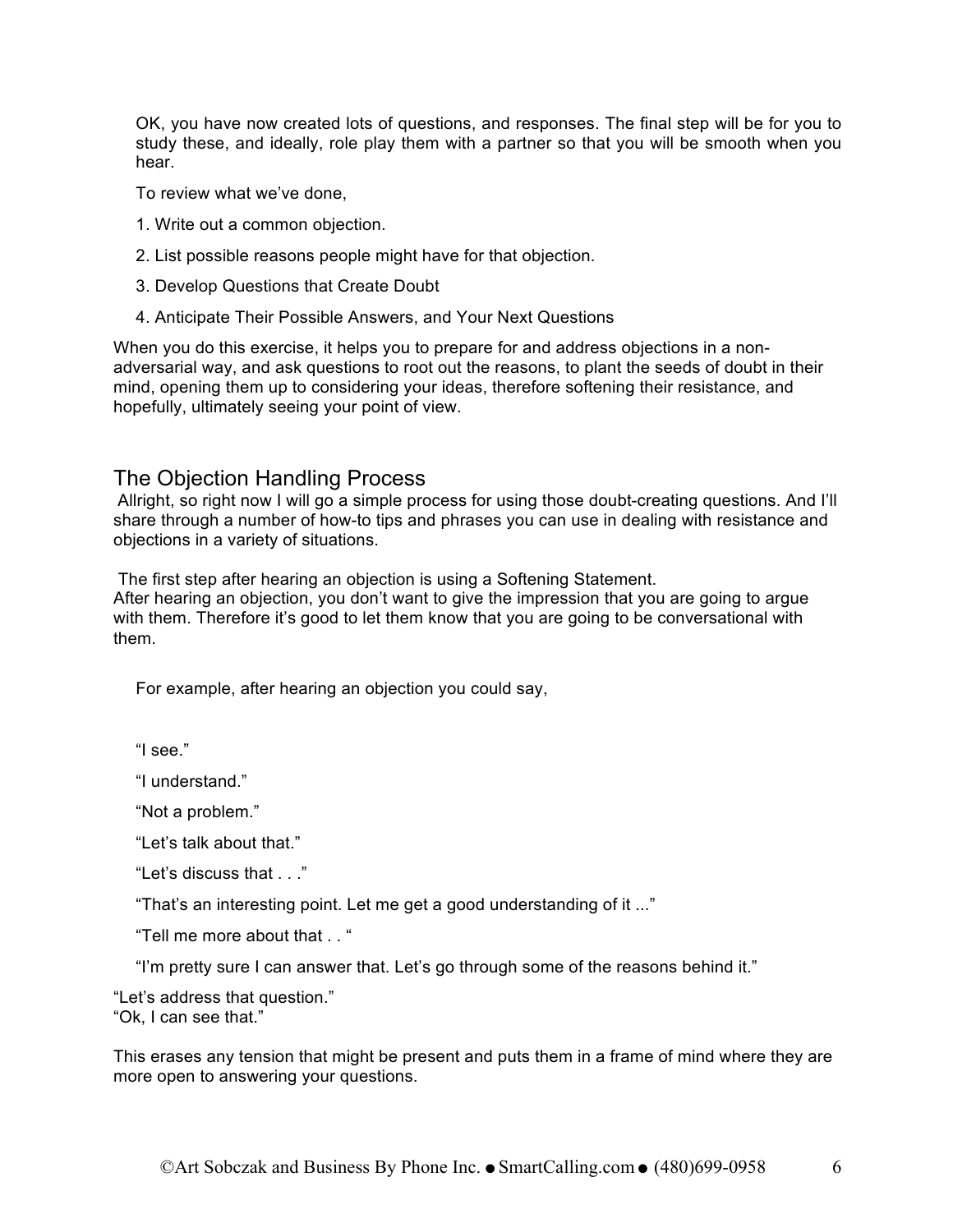OK, you have now created lots of questions, and responses. The final step will be for you to study these, and ideally, role play them with a partner so that you will be smooth when you hear.

To review what we've done,

1. Write out a common objection.
2. List possible reasons people might have for that objection.
3. Develop Questions that Create Doubt
4. Anticipate Their Possible Answers, and Your Next Questions

When you do this exercise, it helps you to prepare for and address objections in a non-adversarial way, and ask questions to root out the reasons, to plant the seeds of doubt in their mind, opening them up to considering your ideas, therefore softening their resistance, and hopefully, ultimately seeing your point of view.

## The Objection Handling Process

Allright, so right now I will go a simple process for using those doubt-creating questions. And I'll share through a number of how-to tips and phrases you can use in dealing with resistance and objections in a variety of situations.

The first step after hearing an objection is using a Softening Statement.
After hearing an objection, you don't want to give the impression that you are going to argue with them. Therefore it's good to let them know that you are going to be conversational with them.

For example, after hearing an objection you could say,

"I see."

"I understand."

"Not a problem."

"Let's talk about that."

"Let's discuss that . . ."

"That's an interesting point. Let me get a good understanding of it ..."

"Tell me more about that . . "

"I'm pretty sure I can answer that. Let's go through some of the reasons behind it."

"Let's address that question."
"Ok, I can see that."

This erases any tension that might be present and puts them in a frame of mind where they are more open to answering your questions.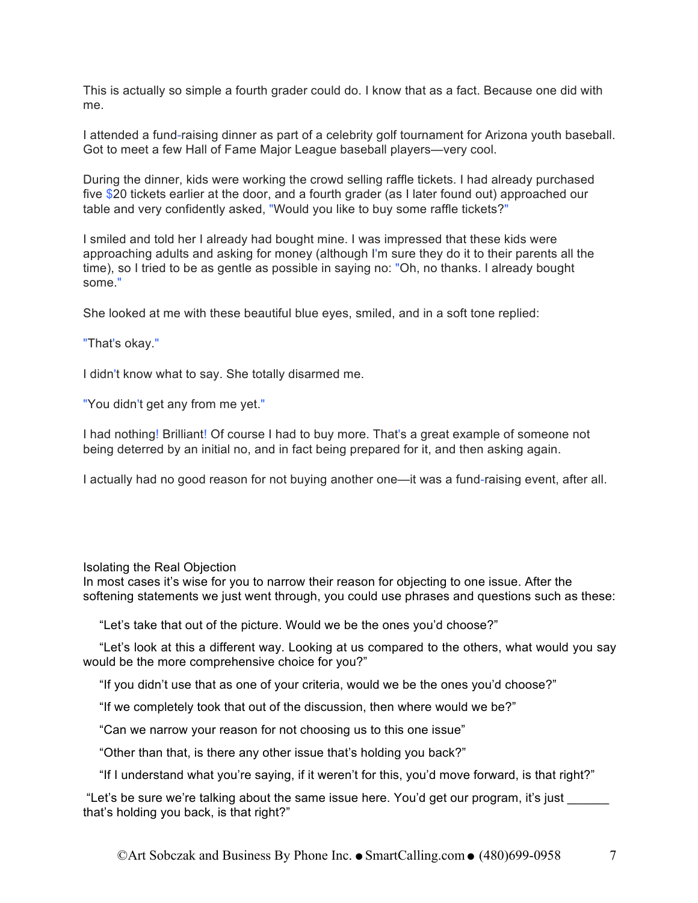This is actually so simple a fourth grader could do. I know that as a fact. Because one did with me.

I attended a fund-raising dinner as part of a celebrity golf tournament for Arizona youth baseball. Got to meet a few Hall of Fame Major League baseball players—very cool.

During the dinner, kids were working the crowd selling raffle tickets. I had already purchased five $20 tickets earlier at the door, and a fourth grader (as I later found out) approached our table and very confidently asked, "Would you like to buy some raffle tickets?"

I smiled and told her I already had bought mine. I was impressed that these kids were approaching adults and asking for money (although I'm sure they do it to their parents all the time), so I tried to be as gentle as possible in saying no: "Oh, no thanks. I already bought some."

She looked at me with these beautiful blue eyes, smiled, and in a soft tone replied:

"That's okay."

I didn't know what to say. She totally disarmed me.

"You didn't get any from me yet."

I had nothing! Brilliant! Of course I had to buy more. That's a great example of someone not being deterred by an initial no, and in fact being prepared for it, and then asking again.

I actually had no good reason for not buying another one—it was a fund-raising event, after all.

## Isolating the Real Objection

In most cases it's wise for you to narrow their reason for objecting to one issue. After the softening statements we just went through, you could use phrases and questions such as these:

"Let's take that out of the picture. Would we be the ones you'd choose?"

"Let's look at this a different way. Looking at us compared to the others, what would you say would be the more comprehensive choice for you?"

"If you didn't use that as one of your criteria, would we be the ones you'd choose?"

"If we completely took that out of the discussion, then where would we be?"

"Can we narrow your reason for not choosing us to this one issue"

"Other than that, is there any other issue that's holding you back?"

"If I understand what you're saying, if it weren't for this, you'd move forward, is that right?"

"Let's be sure we're talking about the same issue here. You'd get our program, it's just ______ that's holding you back, is that right?"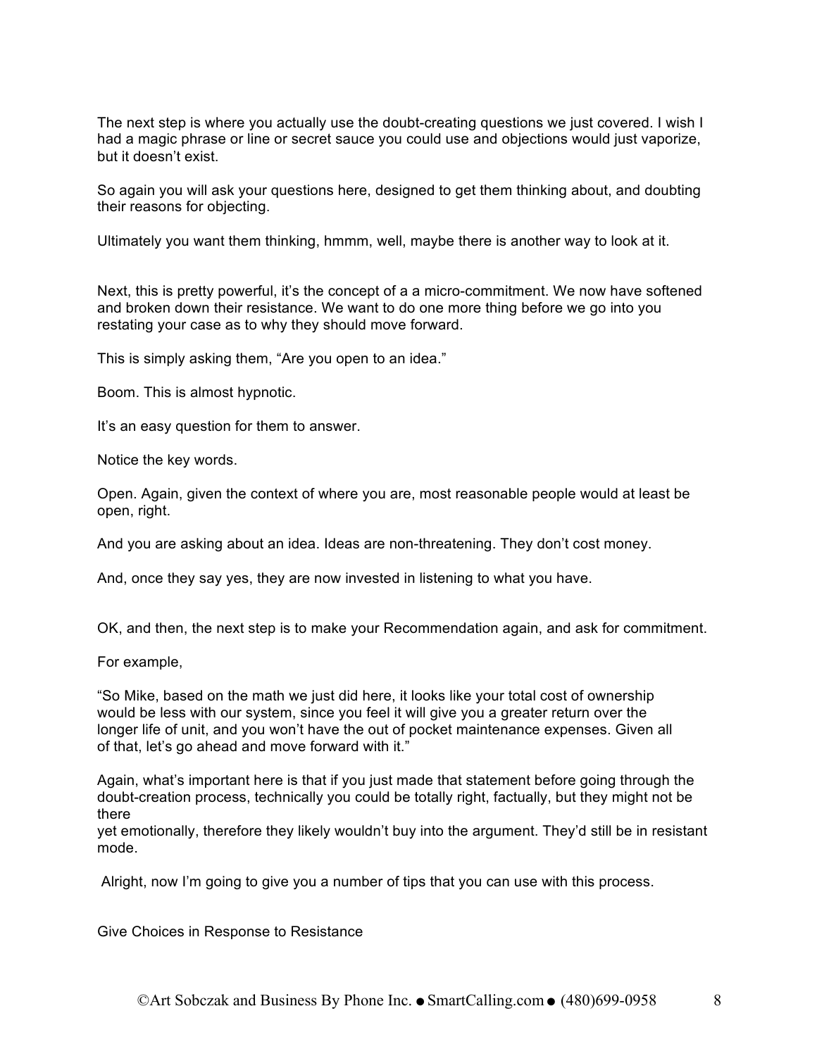The next step is where you actually use the doubt-creating questions we just covered. I wish I had a magic phrase or line or secret sauce you could use and objections would just vaporize, but it doesn't exist.

So again you will ask your questions here, designed to get them thinking about, and doubting their reasons for objecting.

Ultimately you want them thinking, hmmm, well, maybe there is another way to look at it.

Next, this is pretty powerful, it's the concept of a a micro-commitment. We now have softened and broken down their resistance. We want to do one more thing before we go into you restating your case as to why they should move forward.

This is simply asking them, "Are you open to an idea."

Boom. This is almost hypnotic.

It's an easy question for them to answer.

Notice the key words.

Open. Again, given the context of where you are, most reasonable people would at least be open, right.

And you are asking about an idea. Ideas are non-threatening. They don't cost money.

And, once they say yes, they are now invested in listening to what you have.

OK, and then, the next step is to make your Recommendation again, and ask for commitment.

For example,

"So Mike, based on the math we just did here, it looks like your total cost of ownership would be less with our system, since you feel it will give you a greater return over the longer life of unit, and you won't have the out of pocket maintenance expenses. Given all of that, let's go ahead and move forward with it."

Again, what's important here is that if you just made that statement before going through the doubt-creation process, technically you could be totally right, factually, but they might not be there yet emotionally, therefore they likely wouldn't buy into the argument. They'd still be in resistant mode.

Alright, now I'm going to give you a number of tips that you can use with this process.

## Give Choices in Response to Resistance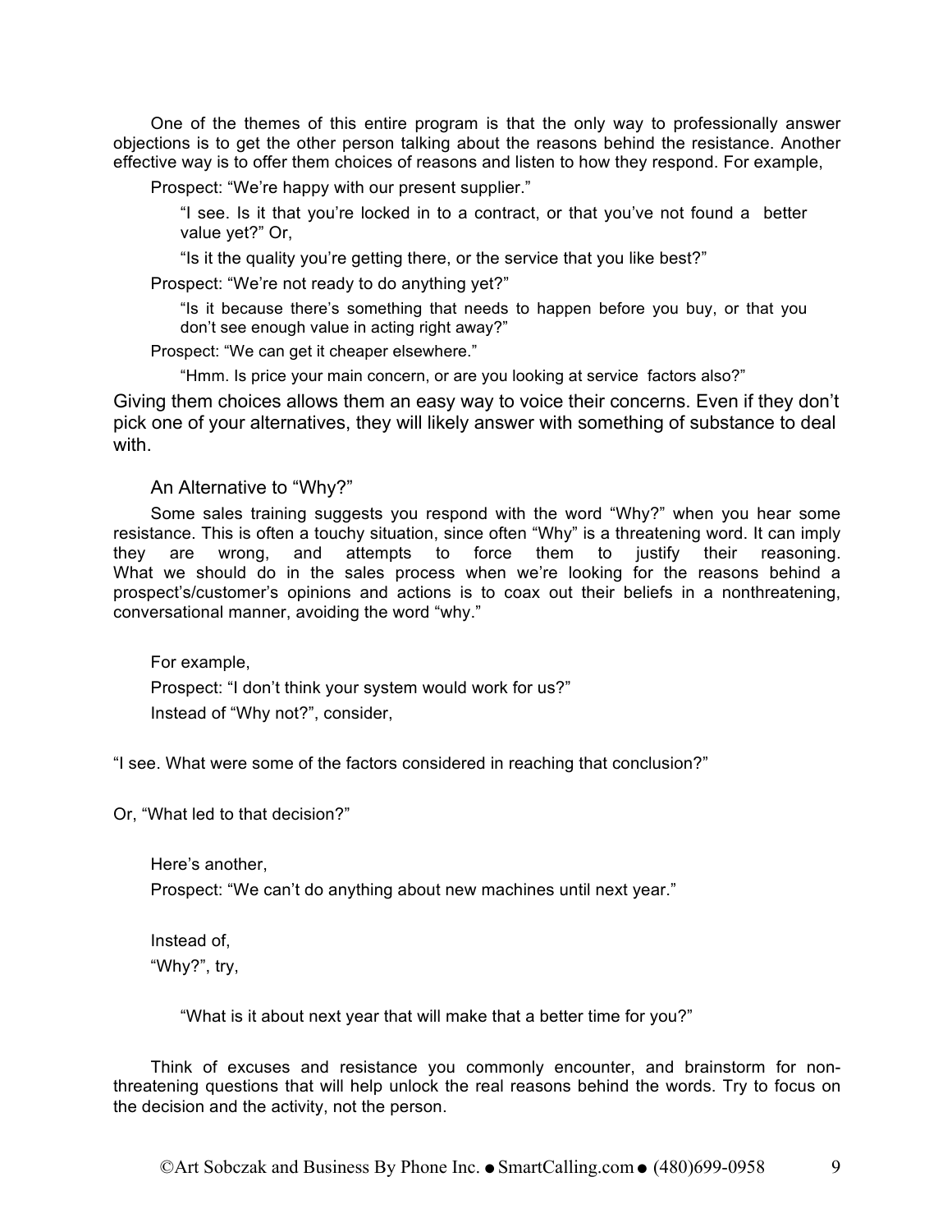One of the themes of this entire program is that the only way to professionally answer objections is to get the other person talking about the reasons behind the resistance. Another effective way is to offer them choices of reasons and listen to how they respond. For example,

Prospect: "We're happy with our present supplier."

> "I see. Is it that you're locked in to a contract, or that you've not found a better value yet?" Or,
>
> "Is it the quality you're getting there, or the service that you like best?"

Prospect: "We're not ready to do anything yet?"

> "Is it because there's something that needs to happen before you buy, or that you don't see enough value in acting right away?"

Prospect: "We can get it cheaper elsewhere."

> "Hmm. Is price your main concern, or are you looking at service factors also?"

Giving them choices allows them an easy way to voice their concerns. Even if they don't pick one of your alternatives, they will likely answer with something of substance to deal with.

## An Alternative to "Why?"

Some sales training suggests you respond with the word "Why?" when you hear some resistance. This is often a touchy situation, since often "Why" is a threatening word. It can imply they are wrong, and attempts to force them to justify their reasoning. What we should do in the sales process when we're looking for the reasons behind a prospect's/customer's opinions and actions is to coax out their beliefs in a nonthreatening, conversational manner, avoiding the word "why."

For example,

Prospect: "I don't think your system would work for us?"

Instead of "Why not?", consider,

"I see. What were some of the factors considered in reaching that conclusion?"

Or, "What led to that decision?"

Here's another,

Prospect: "We can't do anything about new machines until next year."

Instead of,

"Why?", try,

> "What is it about next year that will make that a better time for you?"

Think of excuses and resistance you commonly encounter, and brainstorm for non-threatening questions that will help unlock the real reasons behind the words. Try to focus on the decision and the activity, not the person.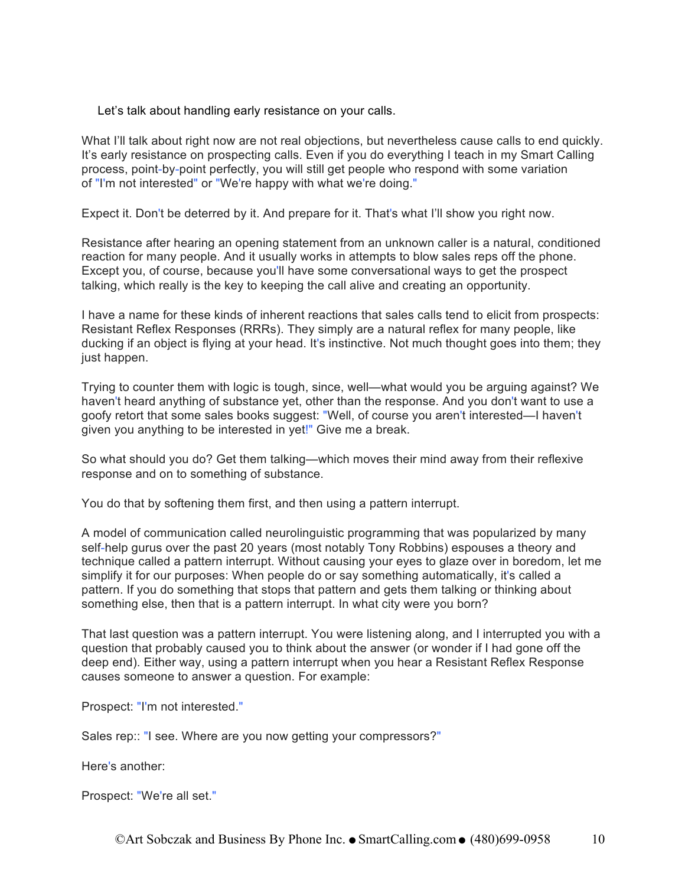Let's talk about handling early resistance on your calls.

What I'll talk about right now are not real objections, but nevertheless cause calls to end quickly. It's early resistance on prospecting calls. Even if you do everything I teach in my Smart Calling process, point-by-point perfectly, you will still get people who respond with some variation of "I'm not interested" or "We're happy with what we're doing."

Expect it. Don't be deterred by it. And prepare for it. That's what I'll show you right now.

Resistance after hearing an opening statement from an unknown caller is a natural, conditioned reaction for many people. And it usually works in attempts to blow sales reps off the phone. Except you, of course, because you'll have some conversational ways to get the prospect talking, which really is the key to keeping the call alive and creating an opportunity.

I have a name for these kinds of inherent reactions that sales calls tend to elicit from prospects: Resistant Reflex Responses (RRRs). They simply are a natural reflex for many people, like ducking if an object is flying at your head. It's instinctive. Not much thought goes into them; they just happen.

Trying to counter them with logic is tough, since, well—what would you be arguing against? We haven't heard anything of substance yet, other than the response. And you don't want to use a goofy retort that some sales books suggest: "Well, of course you aren't interested—I haven't given you anything to be interested in yet!" Give me a break.

So what should you do? Get them talking—which moves their mind away from their reflexive response and on to something of substance.

You do that by softening them first, and then using a pattern interrupt.

A model of communication called neurolinguistic programming that was popularized by many self-help gurus over the past 20 years (most notably Tony Robbins) espouses a theory and technique called a pattern interrupt. Without causing your eyes to glaze over in boredom, let me simplify it for our purposes: When people do or say something automatically, it's called a pattern. If you do something that stops that pattern and gets them talking or thinking about something else, then that is a pattern interrupt. In what city were you born?

That last question was a pattern interrupt. You were listening along, and I interrupted you with a question that probably caused you to think about the answer (or wonder if I had gone off the deep end). Either way, using a pattern interrupt when you hear a Resistant Reflex Response causes someone to answer a question. For example:

Prospect: "I'm not interested."

Sales rep:: "I see. Where are you now getting your compressors?"

Here's another:

Prospect: "We're all set."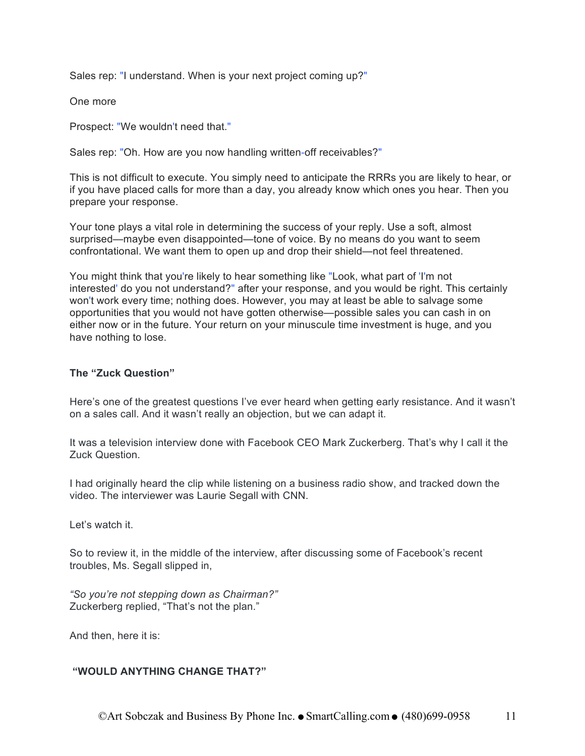Sales rep: "I understand. When is your next project coming up?"

One more

Prospect: "We wouldn't need that."

Sales rep: "Oh. How are you now handling written-off receivables?"

This is not difficult to execute. You simply need to anticipate the RRRs you are likely to hear, or if you have placed calls for more than a day, you already know which ones you hear. Then you prepare your response.

Your tone plays a vital role in determining the success of your reply. Use a soft, almost surprised—maybe even disappointed—tone of voice. By no means do you want to seem confrontational. We want them to open up and drop their shield—not feel threatened.

You might think that you're likely to hear something like "Look, what part of 'I'm not interested' do you not understand?" after your response, and you would be right. This certainly won't work every time; nothing does. However, you may at least be able to salvage some opportunities that you would not have gotten otherwise—possible sales you can cash in on either now or in the future. Your return on your minuscule time investment is huge, and you have nothing to lose.

**The "Zuck Question"**

Here's one of the greatest questions I've ever heard when getting early resistance. And it wasn't on a sales call. And it wasn't really an objection, but we can adapt it.

It was a television interview done with Facebook CEO Mark Zuckerberg. That's why I call it the Zuck Question.

I had originally heard the clip while listening on a business radio show, and tracked down the video. The interviewer was Laurie Segall with CNN.

Let's watch it.

So to review it, in the middle of the interview, after discussing some of Facebook's recent troubles, Ms. Segall slipped in,

*"So you're not stepping down as Chairman?"*
Zuckerberg replied, "That's not the plan."

And then, here it is:

**"WOULD ANYTHING CHANGE THAT?"**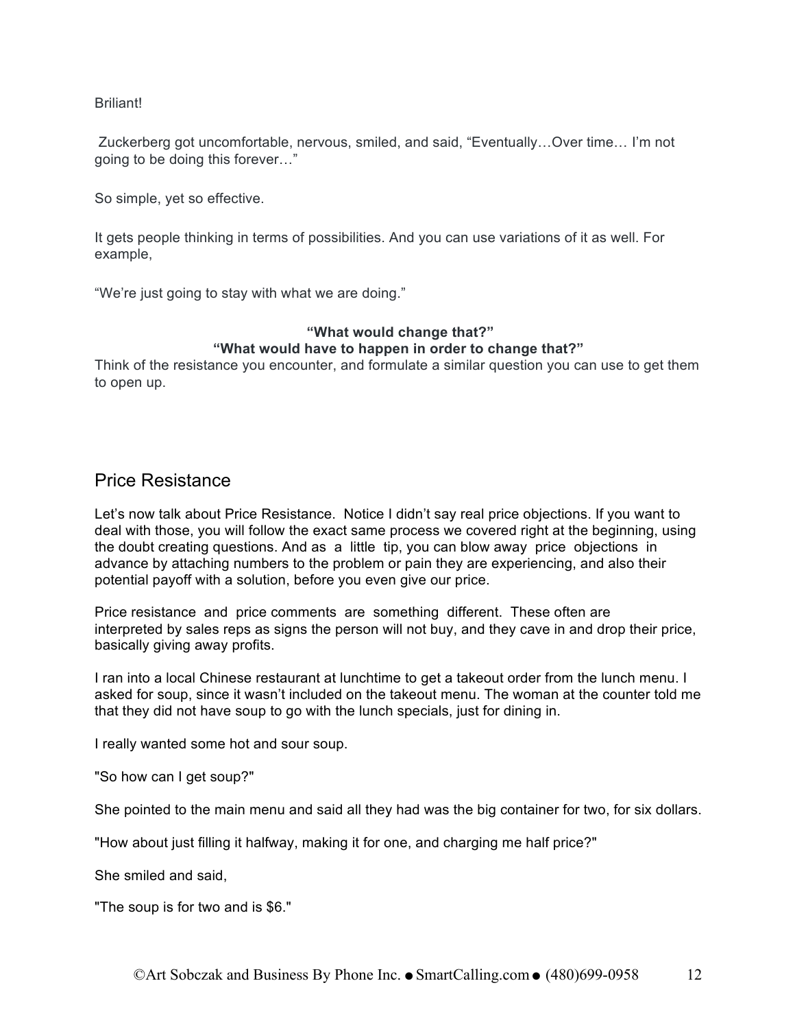Briliant!

Zuckerberg got uncomfortable, nervous, smiled, and said, "Eventually…Over time… I'm not going to be doing this forever…"

So simple, yet so effective.

It gets people thinking in terms of possibilities. And you can use variations of it as well. For example,

"We're just going to stay with what we are doing."

**"What would change that?"**
**"What would have to happen in order to change that?"**

Think of the resistance you encounter, and formulate a similar question you can use to get them to open up.

## Price Resistance

Let's now talk about Price Resistance. Notice I didn't say real price objections. If you want to deal with those, you will follow the exact same process we covered right at the beginning, using the doubt creating questions. And as a little tip, you can blow away price objections in advance by attaching numbers to the problem or pain they are experiencing, and also their potential payoff with a solution, before you even give our price.

Price resistance and price comments are something different. These often are interpreted by sales reps as signs the person will not buy, and they cave in and drop their price, basically giving away profits.

I ran into a local Chinese restaurant at lunchtime to get a takeout order from the lunch menu. I asked for soup, since it wasn't included on the takeout menu. The woman at the counter told me that they did not have soup to go with the lunch specials, just for dining in.

I really wanted some hot and sour soup.

"So how can I get soup?"

She pointed to the main menu and said all they had was the big container for two, for six dollars.

"How about just filling it halfway, making it for one, and charging me half price?"

She smiled and said,

"The soup is for two and is $6."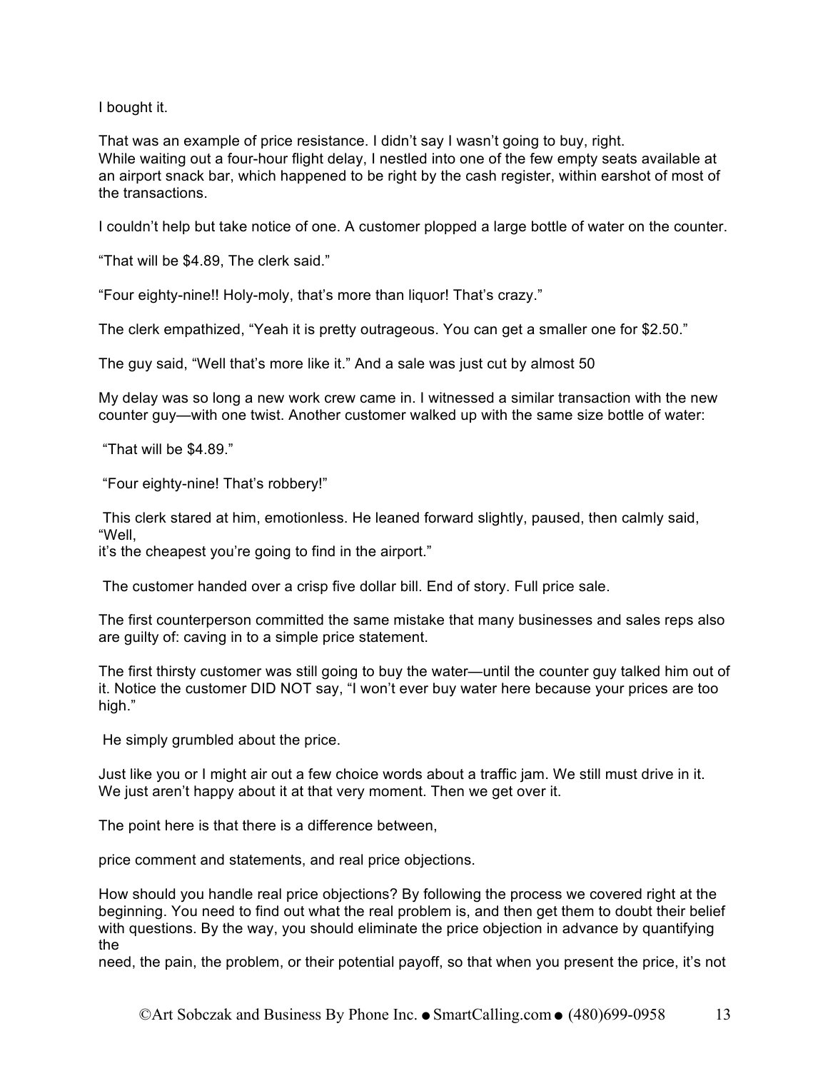I bought it.

That was an example of price resistance. I didn't say I wasn't going to buy, right.
While waiting out a four-hour flight delay, I nestled into one of the few empty seats available at an airport snack bar, which happened to be right by the cash register, within earshot of most of the transactions.

I couldn't help but take notice of one. A customer plopped a large bottle of water on the counter.

"That will be $4.89, The clerk said."

"Four eighty-nine!! Holy-moly, that's more than liquor! That's crazy."

The clerk empathized, "Yeah it is pretty outrageous. You can get a smaller one for $2.50."

The guy said, "Well that's more like it." And a sale was just cut by almost 50

My delay was so long a new work crew came in. I witnessed a similar transaction with the new counter guy—with one twist. Another customer walked up with the same size bottle of water:

"That will be $4.89."

"Four eighty-nine! That's robbery!"

This clerk stared at him, emotionless. He leaned forward slightly, paused, then calmly said, "Well, it's the cheapest you're going to find in the airport."

The customer handed over a crisp five dollar bill. End of story. Full price sale.

The first counterperson committed the same mistake that many businesses and sales reps also are guilty of: caving in to a simple price statement.

The first thirsty customer was still going to buy the water—until the counter guy talked him out of it. Notice the customer DID NOT say, "I won't ever buy water here because your prices are too high."

He simply grumbled about the price.

Just like you or I might air out a few choice words about a traffic jam. We still must drive in it. We just aren't happy about it at that very moment. Then we get over it.

The point here is that there is a difference between,

price comment and statements, and real price objections.

How should you handle real price objections? By following the process we covered right at the beginning. You need to find out what the real problem is, and then get them to doubt their belief with questions. By the way, you should eliminate the price objection in advance by quantifying the need, the pain, the problem, or their potential payoff, so that when you present the price, it's not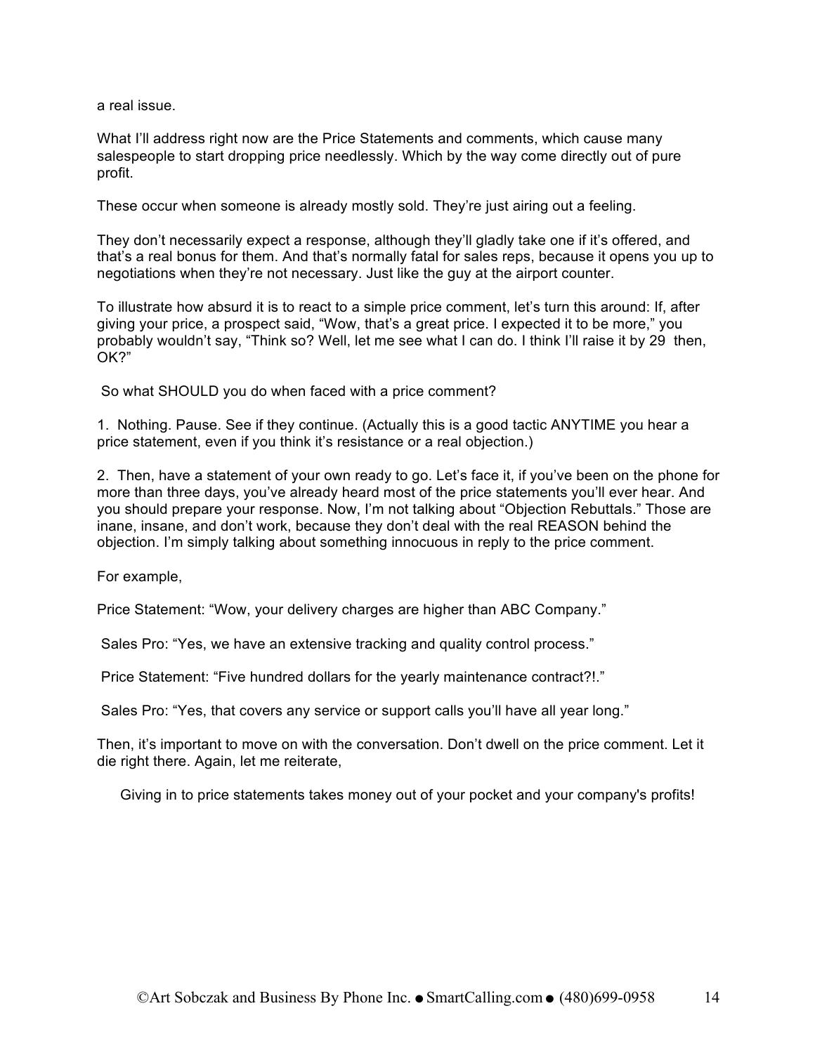a real issue.

What I'll address right now are the Price Statements and comments, which cause many salespeople to start dropping price needlessly. Which by the way come directly out of pure profit.

These occur when someone is already mostly sold. They're just airing out a feeling.

They don't necessarily expect a response, although they'll gladly take one if it's offered, and that's a real bonus for them. And that's normally fatal for sales reps, because it opens you up to negotiations when they're not necessary. Just like the guy at the airport counter.

To illustrate how absurd it is to react to a simple price comment, let's turn this around: If, after giving your price, a prospect said, "Wow, that's a great price. I expected it to be more," you probably wouldn't say, "Think so? Well, let me see what I can do. I think I'll raise it by 29 then, OK?"

So what SHOULD you do when faced with a price comment?

1. Nothing. Pause. See if they continue. (Actually this is a good tactic ANYTIME you hear a price statement, even if you think it's resistance or a real objection.)

2. Then, have a statement of your own ready to go. Let's face it, if you've been on the phone for more than three days, you've already heard most of the price statements you'll ever hear. And you should prepare your response. Now, I'm not talking about "Objection Rebuttals." Those are inane, insane, and don't work, because they don't deal with the real REASON behind the objection. I'm simply talking about something innocuous in reply to the price comment.

For example,

Price Statement: "Wow, your delivery charges are higher than ABC Company."

Sales Pro: "Yes, we have an extensive tracking and quality control process."

Price Statement: "Five hundred dollars for the yearly maintenance contract?!."

Sales Pro: "Yes, that covers any service or support calls you'll have all year long."

Then, it's important to move on with the conversation. Don't dwell on the price comment. Let it die right there. Again, let me reiterate,

Giving in to price statements takes money out of your pocket and your company's profits!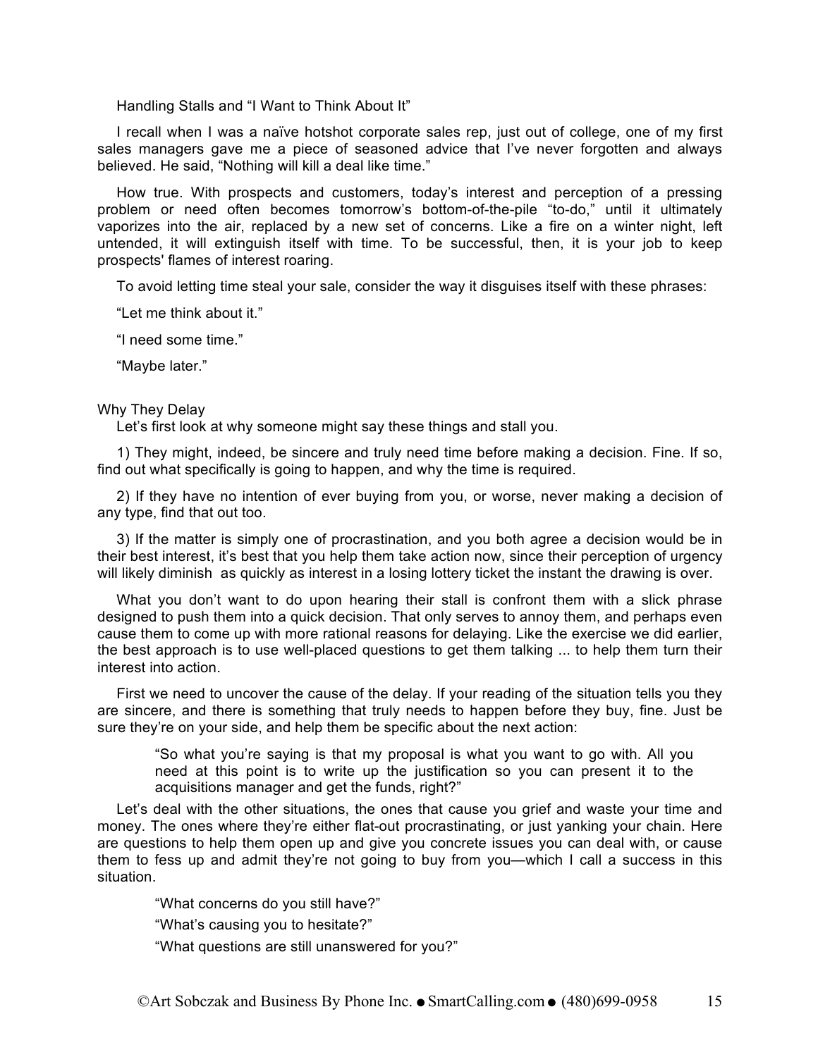## Handling Stalls and "I Want to Think About It"

I recall when I was a naïve hotshot corporate sales rep, just out of college, one of my first sales managers gave me a piece of seasoned advice that I've never forgotten and always believed. He said, "Nothing will kill a deal like time."

How true. With prospects and customers, today's interest and perception of a pressing problem or need often becomes tomorrow's bottom-of-the-pile "to-do," until it ultimately vaporizes into the air, replaced by a new set of concerns. Like a fire on a winter night, left untended, it will extinguish itself with time. To be successful, then, it is your job to keep prospects' flames of interest roaring.

To avoid letting time steal your sale, consider the way it disguises itself with these phrases:

"Let me think about it."

"I need some time."

"Maybe later."

### Why They Delay

Let's first look at why someone might say these things and stall you.

1) They might, indeed, be sincere and truly need time before making a decision. Fine. If so, find out what specifically is going to happen, and why the time is required.

2) If they have no intention of ever buying from you, or worse, never making a decision of any type, find that out too.

3) If the matter is simply one of procrastination, and you both agree a decision would be in their best interest, it's best that you help them take action now, since their perception of urgency will likely diminish as quickly as interest in a losing lottery ticket the instant the drawing is over.

What you don't want to do upon hearing their stall is confront them with a slick phrase designed to push them into a quick decision. That only serves to annoy them, and perhaps even cause them to come up with more rational reasons for delaying. Like the exercise we did earlier, the best approach is to use well-placed questions to get them talking ... to help them turn their interest into action.

First we need to uncover the cause of the delay. If your reading of the situation tells you they are sincere, and there is something that truly needs to happen before they buy, fine. Just be sure they're on your side, and help them be specific about the next action:

> "So what you're saying is that my proposal is what you want to go with. All you need at this point is to write up the justification so you can present it to the acquisitions manager and get the funds, right?"

Let's deal with the other situations, the ones that cause you grief and waste your time and money. The ones where they're either flat-out procrastinating, or just yanking your chain. Here are questions to help them open up and give you concrete issues you can deal with, or cause them to fess up and admit they're not going to buy from you—which I call a success in this situation.

> "What concerns do you still have?"
>
> "What's causing you to hesitate?"
>
> "What questions are still unanswered for you?"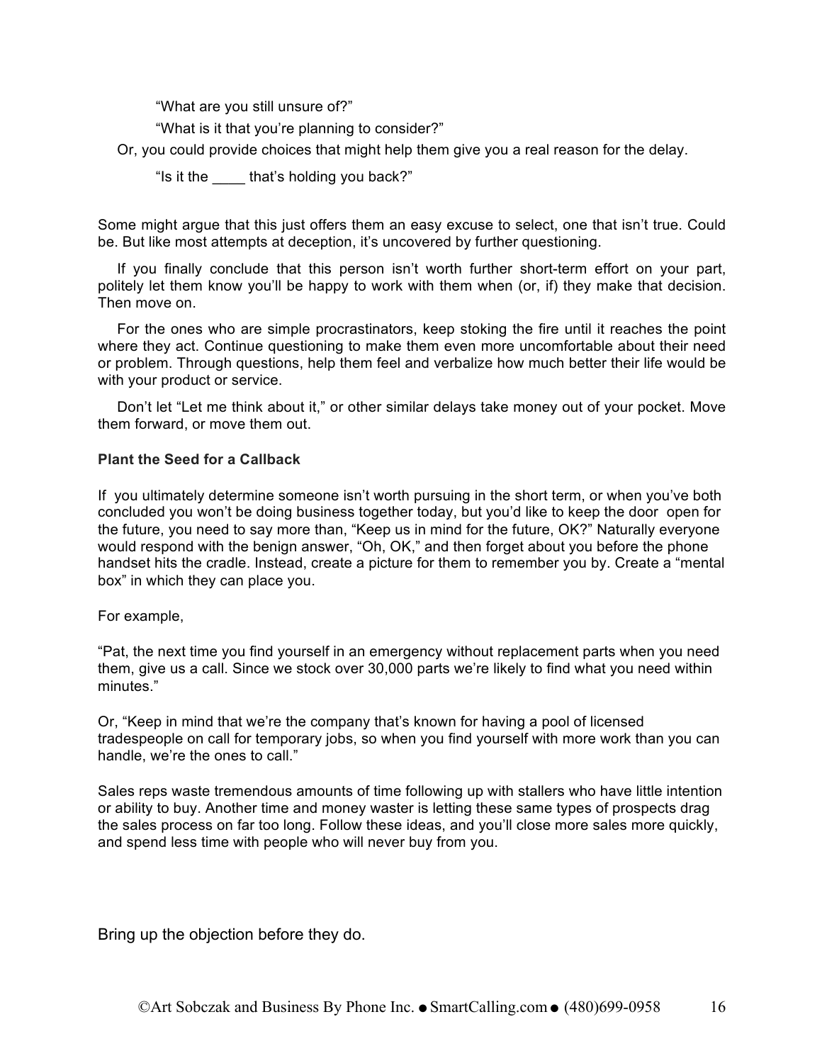"What are you still unsure of?"

"What is it that you're planning to consider?"

Or, you could provide choices that might help them give you a real reason for the delay.

"Is it the ____ that's holding you back?"

Some might argue that this just offers them an easy excuse to select, one that isn't true. Could be. But like most attempts at deception, it's uncovered by further questioning.

If you finally conclude that this person isn't worth further short-term effort on your part, politely let them know you'll be happy to work with them when (or, if) they make that decision. Then move on.

For the ones who are simple procrastinators, keep stoking the fire until it reaches the point where they act. Continue questioning to make them even more uncomfortable about their need or problem. Through questions, help them feel and verbalize how much better their life would be with your product or service.

Don't let "Let me think about it," or other similar delays take money out of your pocket. Move them forward, or move them out.

**Plant the Seed for a Callback**

If you ultimately determine someone isn't worth pursuing in the short term, or when you've both concluded you won't be doing business together today, but you'd like to keep the door open for the future, you need to say more than, "Keep us in mind for the future, OK?" Naturally everyone would respond with the benign answer, "Oh, OK," and then forget about you before the phone handset hits the cradle. Instead, create a picture for them to remember you by. Create a "mental box" in which they can place you.

For example,

"Pat, the next time you find yourself in an emergency without replacement parts when you need them, give us a call. Since we stock over 30,000 parts we're likely to find what you need within minutes."

Or, "Keep in mind that we're the company that's known for having a pool of licensed tradespeople on call for temporary jobs, so when you find yourself with more work than you can handle, we're the ones to call."

Sales reps waste tremendous amounts of time following up with stallers who have little intention or ability to buy. Another time and money waster is letting these same types of prospects drag the sales process on far too long. Follow these ideas, and you'll close more sales more quickly, and spend less time with people who will never buy from you.

Bring up the objection before they do.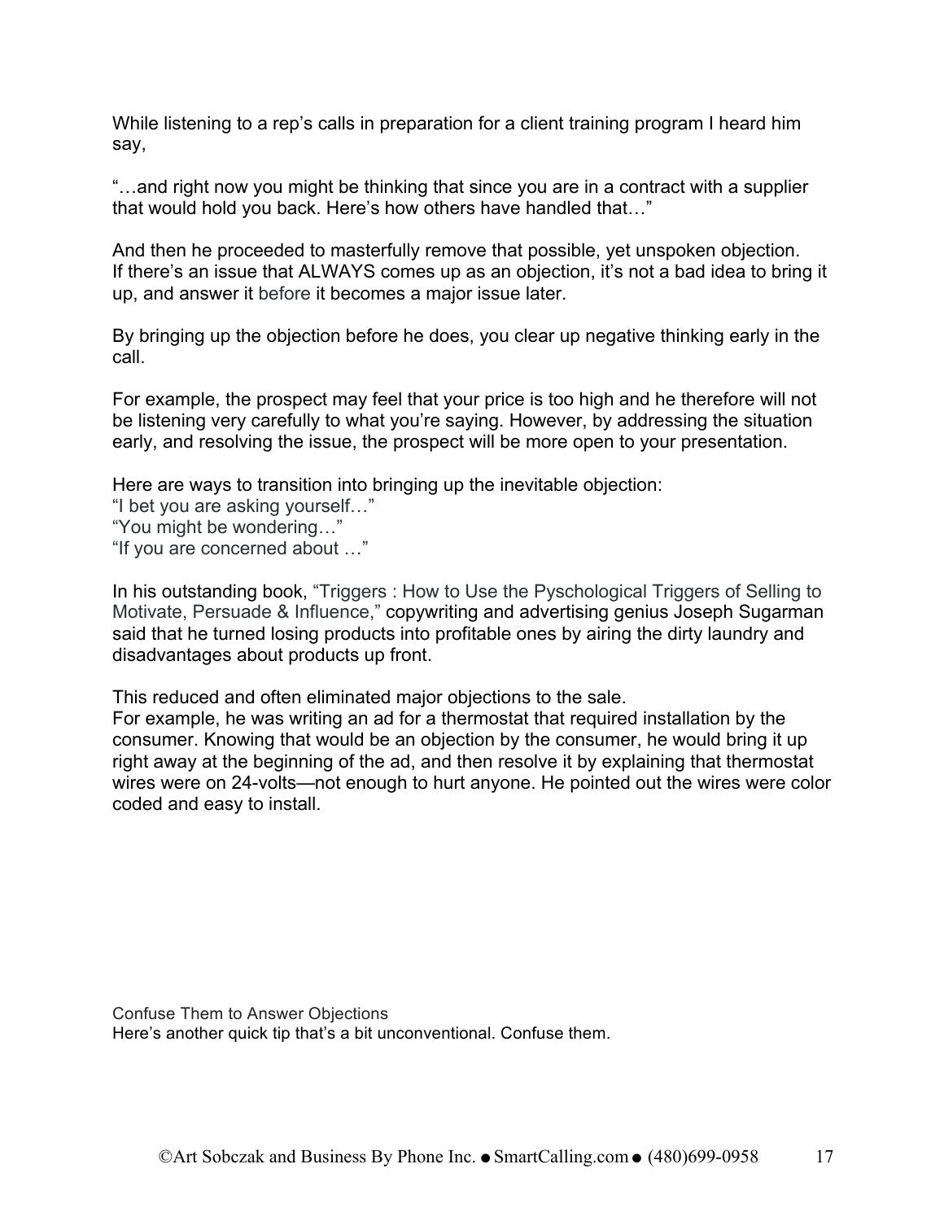While listening to a rep's calls in preparation for a client training program I heard him say,

"…and right now you might be thinking that since you are in a contract with a supplier that would hold you back. Here's how others have handled that…"

And then he proceeded to masterfully remove that possible, yet unspoken objection. If there's an issue that ALWAYS comes up as an objection, it's not a bad idea to bring it up, and answer it before it becomes a major issue later.

By bringing up the objection before he does, you clear up negative thinking early in the call.

For example, the prospect may feel that your price is too high and he therefore will not be listening very carefully to what you're saying. However, by addressing the situation early, and resolving the issue, the prospect will be more open to your presentation.

Here are ways to transition into bringing up the inevitable objection:
"I bet you are asking yourself…"
"You might be wondering…"
"If you are concerned about …"

In his outstanding book, "Triggers : How to Use the Pyschological Triggers of Selling to Motivate, Persuade & Influence," copywriting and advertising genius Joseph Sugarman said that he turned losing products into profitable ones by airing the dirty laundry and disadvantages about products up front.

This reduced and often eliminated major objections to the sale.
For example, he was writing an ad for a thermostat that required installation by the consumer. Knowing that would be an objection by the consumer, he would bring it up right away at the beginning of the ad, and then resolve it by explaining that thermostat wires were on 24-volts—not enough to hurt anyone. He pointed out the wires were color coded and easy to install.

## Confuse Them to Answer Objections

Here's another quick tip that's a bit unconventional. Confuse them.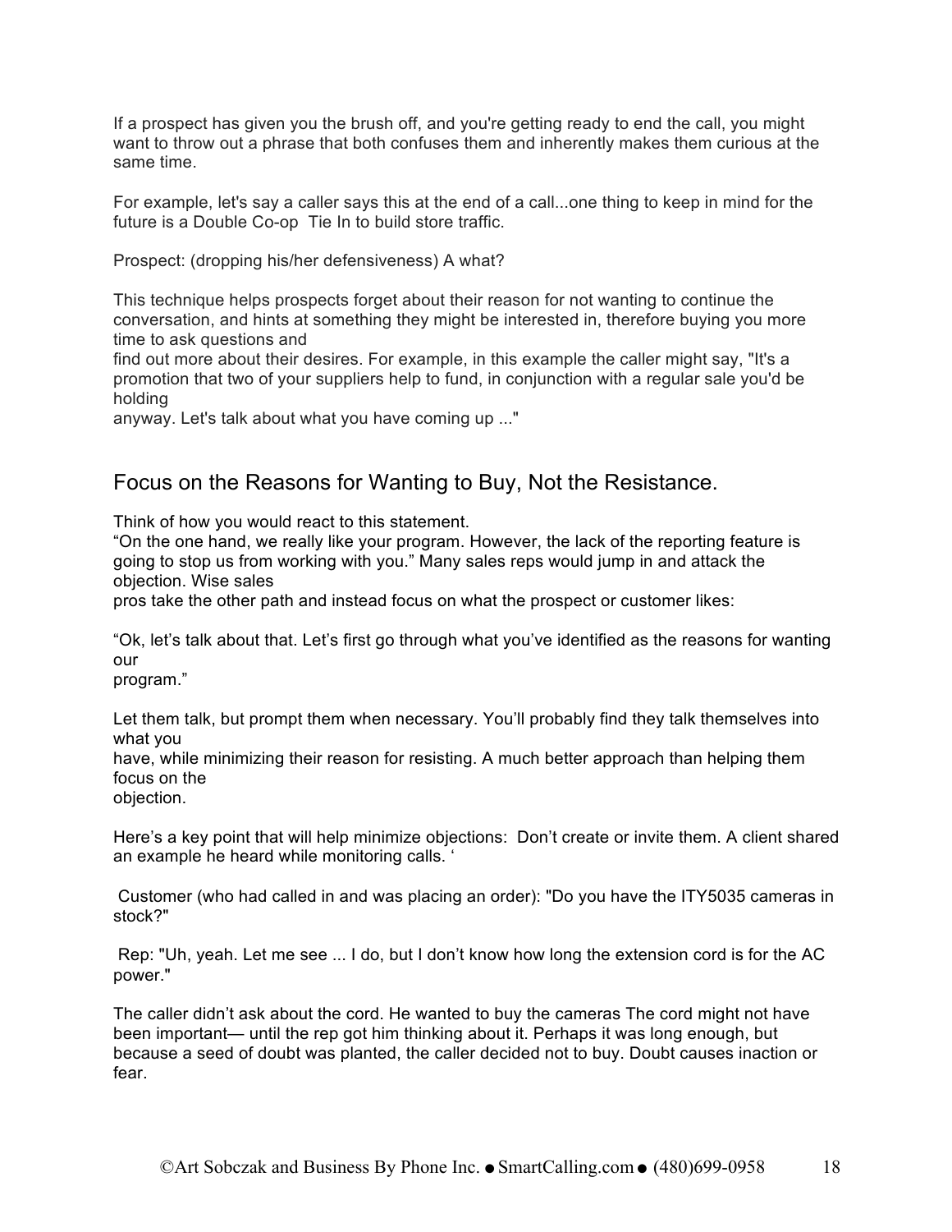If a prospect has given you the brush off, and you're getting ready to end the call, you might want to throw out a phrase that both confuses them and inherently makes them curious at the same time.

For example, let's say a caller says this at the end of a call...one thing to keep in mind for the future is a Double Co-op Tie In to build store traffic.

Prospect: (dropping his/her defensiveness) A what?

This technique helps prospects forget about their reason for not wanting to continue the conversation, and hints at something they might be interested in, therefore buying you more time to ask questions and find out more about their desires. For example, in this example the caller might say, "It's a promotion that two of your suppliers help to fund, in conjunction with a regular sale you'd be holding anyway. Let's talk about what you have coming up ..."

## Focus on the Reasons for Wanting to Buy, Not the Resistance.

Think of how you would react to this statement.
"On the one hand, we really like your program. However, the lack of the reporting feature is going to stop us from working with you." Many sales reps would jump in and attack the objection. Wise sales pros take the other path and instead focus on what the prospect or customer likes:

"Ok, let's talk about that. Let's first go through what you've identified as the reasons for wanting our program."

Let them talk, but prompt them when necessary. You'll probably find they talk themselves into what you have, while minimizing their reason for resisting. A much better approach than helping them focus on the objection.

Here's a key point that will help minimize objections: Don't create or invite them. A client shared an example he heard while monitoring calls. '

Customer (who had called in and was placing an order): "Do you have the ITY5035 cameras in stock?"

Rep: "Uh, yeah. Let me see ... I do, but I don't know how long the extension cord is for the AC power."

The caller didn't ask about the cord. He wanted to buy the cameras The cord might not have been important— until the rep got him thinking about it. Perhaps it was long enough, but because a seed of doubt was planted, the caller decided not to buy. Doubt causes inaction or fear.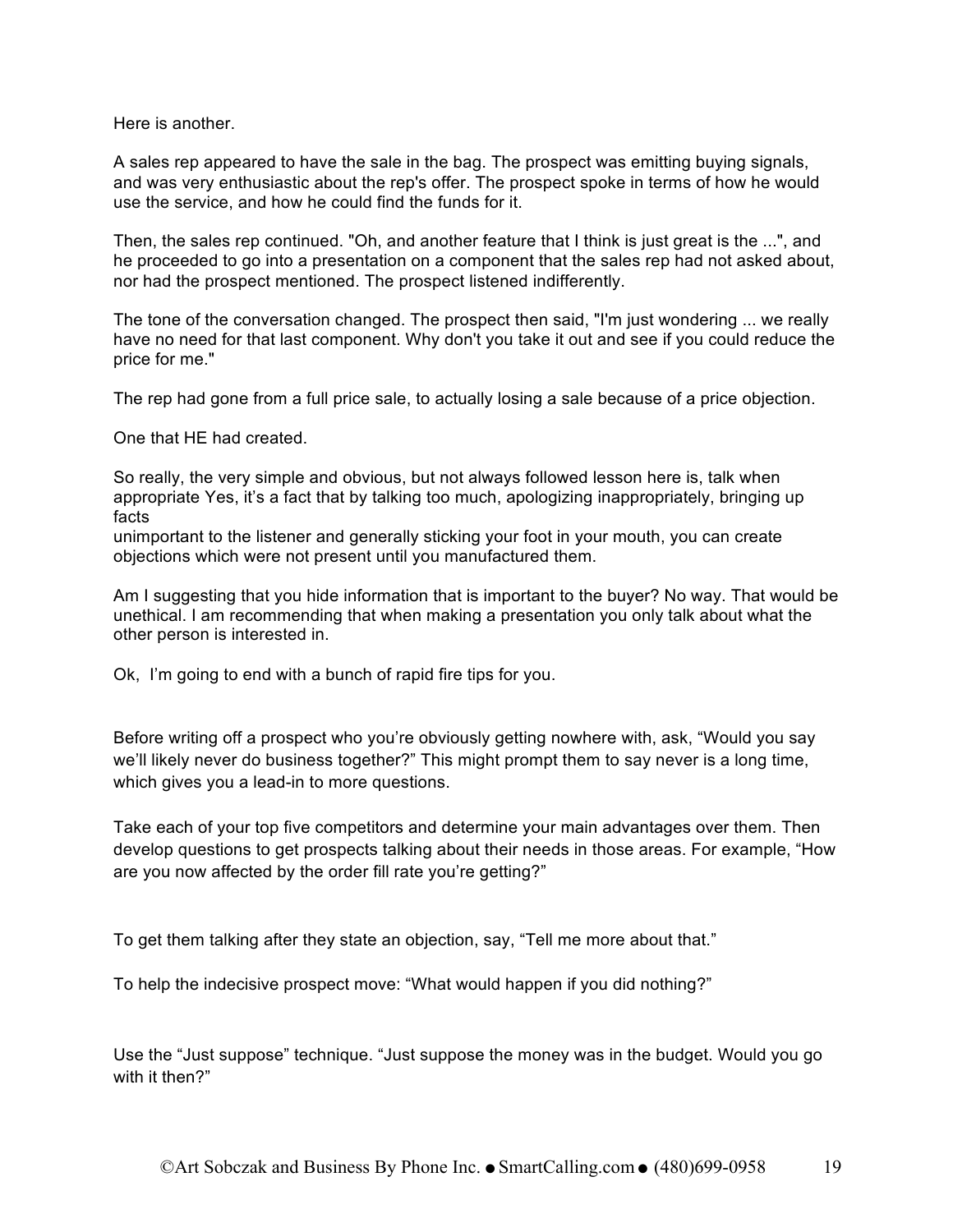Here is another.

A sales rep appeared to have the sale in the bag. The prospect was emitting buying signals, and was very enthusiastic about the rep's offer. The prospect spoke in terms of how he would use the service, and how he could find the funds for it.

Then, the sales rep continued. "Oh, and another feature that I think is just great is the ...", and he proceeded to go into a presentation on a component that the sales rep had not asked about, nor had the prospect mentioned. The prospect listened indifferently.

The tone of the conversation changed. The prospect then said, "I'm just wondering ... we really have no need for that last component. Why don't you take it out and see if you could reduce the price for me."

The rep had gone from a full price sale, to actually losing a sale because of a price objection.

One that HE had created.

So really, the very simple and obvious, but not always followed lesson here is, talk when appropriate Yes, it's a fact that by talking too much, apologizing inappropriately, bringing up facts
unimportant to the listener and generally sticking your foot in your mouth, you can create objections which were not present until you manufactured them.

Am I suggesting that you hide information that is important to the buyer? No way. That would be unethical. I am recommending that when making a presentation you only talk about what the other person is interested in.

Ok, I'm going to end with a bunch of rapid fire tips for you.

Before writing off a prospect who you're obviously getting nowhere with, ask, "Would you say we'll likely never do business together?" This might prompt them to say never is a long time, which gives you a lead-in to more questions.

Take each of your top five competitors and determine your main advantages over them. Then develop questions to get prospects talking about their needs in those areas. For example, "How are you now affected by the order fill rate you're getting?"

To get them talking after they state an objection, say, "Tell me more about that."

To help the indecisive prospect move: "What would happen if you did nothing?"

Use the "Just suppose" technique. "Just suppose the money was in the budget. Would you go with it then?"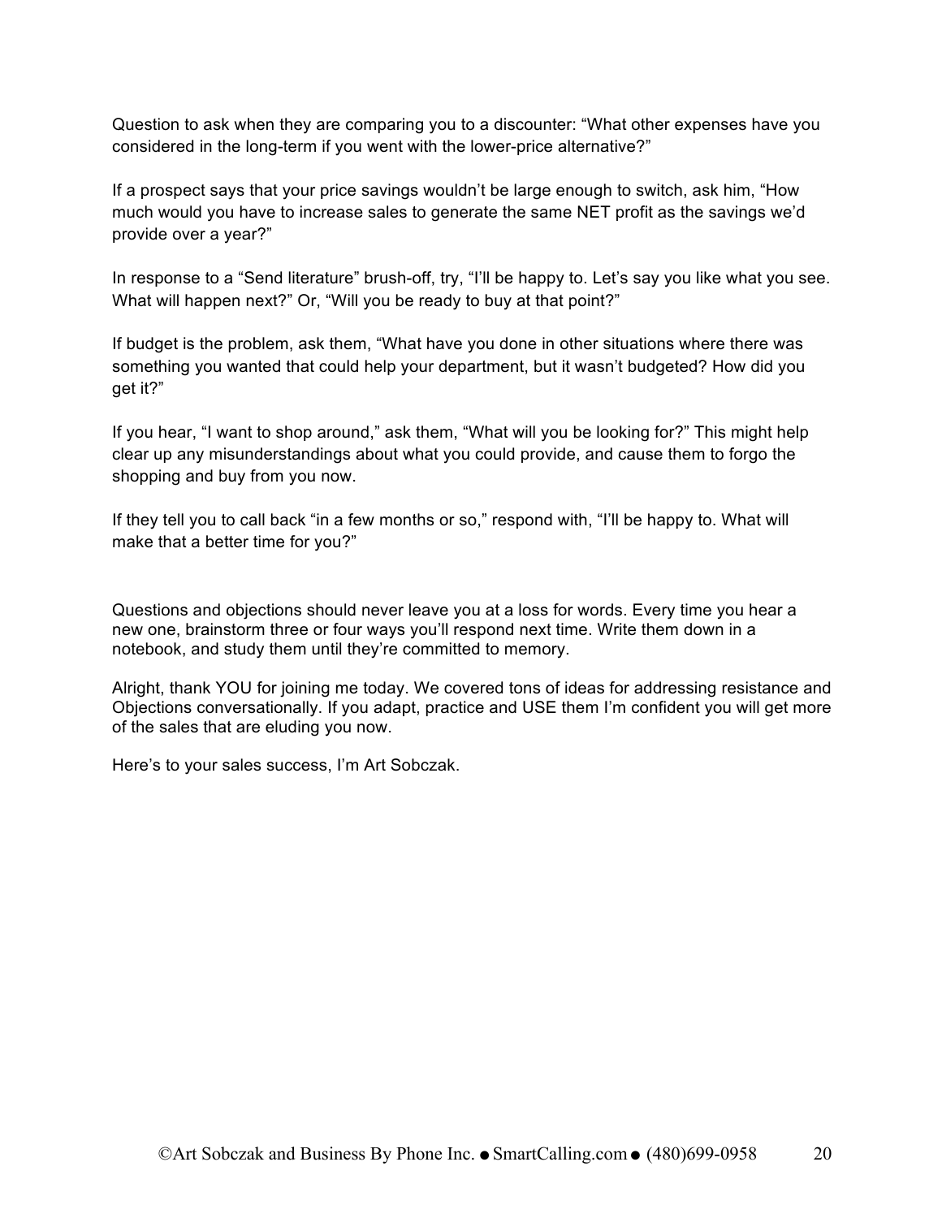Question to ask when they are comparing you to a discounter: "What other expenses have you considered in the long-term if you went with the lower-price alternative?"

If a prospect says that your price savings wouldn't be large enough to switch, ask him, "How much would you have to increase sales to generate the same NET profit as the savings we'd provide over a year?"

In response to a "Send literature" brush-off, try, "I'll be happy to. Let's say you like what you see. What will happen next?" Or, "Will you be ready to buy at that point?"

If budget is the problem, ask them, "What have you done in other situations where there was something you wanted that could help your department, but it wasn't budgeted? How did you get it?"

If you hear, "I want to shop around," ask them, "What will you be looking for?" This might help clear up any misunderstandings about what you could provide, and cause them to forgo the shopping and buy from you now.

If they tell you to call back "in a few months or so," respond with, "I'll be happy to. What will make that a better time for you?"

Questions and objections should never leave you at a loss for words. Every time you hear a new one, brainstorm three or four ways you'll respond next time. Write them down in a notebook, and study them until they're committed to memory.

Alright, thank YOU for joining me today. We covered tons of ideas for addressing resistance and Objections conversationally. If you adapt, practice and USE them I'm confident you will get more of the sales that are eluding you now.

Here's to your sales success, I'm Art Sobczak.